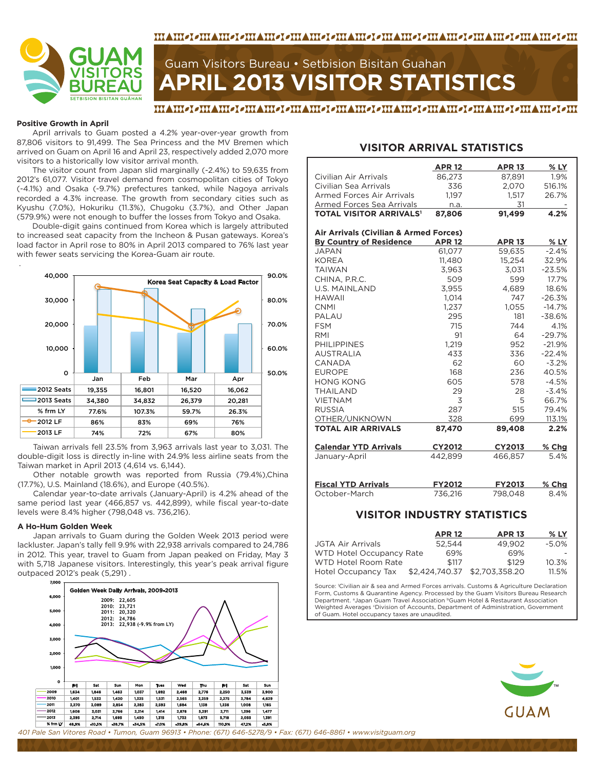# Guam Visitors Bureau • Setbision Bisitan Guahan

# APRIL 2013 VISITOR STATISTICS

### Positive Growth in April

April arrivals to Guam posted a 4.2% year-over-year growth from 87,806 visitors to 91,499. The Sea Princess and the MV Bremen which arrived on Guam on April 16 and April 23, respectively added 2,070 more visitors to a historically low visitor arrival month.

The visitor count from Japan slid marginally (-2.4%) to 59,635 from 2012's 61,077. Visitor travel demand from cosmopolitan cities of Tokyo (-4.1%) and Osaka (-9.7%) prefectures tanked, while Nagoya arrivals recorded a 4.3% increase. The growth from secondary cities such as Kyushu (7.0%), Hokuriku (11.3%), Chugoku (3.7%), and Other Japan (579.9%) were not enough to buffer the losses from Tokyo and Osaka.

Double-digit gains continued from Korea which is largely attributed to increased seat capacity from the Incheon & Pusan gateways. Korea's load factor in April rose to 80% in April 2013 compared to 76% last year with fewer seats servicing the Korea-Guam air route.

**Korea Seat Capacity & Load Factor**

| | Jan | Feb | Mar | Apr |
|---|---|---|---|---|
| 2012 Seats | 19,355 | 16,801 | 16,520 | 16,062 |
| 2013 Seats | 34,380 | 34,832 | 26,379 | 20,281 |
| % frm LY | 77.6% | 107.3% | 59.7% | 26.3% |
| 2012 LF | 86% | 83% | 69% | 76% |
| 2013 LF | 74% | 72% | 67% | 80% |

Taiwan arrivals fell 23.5% from 3,963 arrivals last year to 3,031. The double-digit loss is directly in-line with 24.9% less airline seats from the Taiwan market in April 2013 (4,614 vs. 6,144).

Other notable growth was reported from Russia (79.4%),China (17.7%), U.S. Mainland (18.6%), and Europe (40.5%).

Calendar year-to-date arrivals (January-April) is 4.2% ahead of the same period last year (466,857 vs. 442,899), while fiscal year-to-date levels were 8.4% higher (798,048 vs. 736,216).

### A Ho-Hum Golden Week

Japan arrivals to Guam during the Golden Week 2013 period were lackluster. Japan's tally fell 9.9% with 22,938 arrivals compared to 24,786 in 2012. This year, travel to Guam from Japan peaked on Friday, May 3 with 5,718 Japanese visitors. Interestingly, this year's peak arrival figure outpaced 2012's peak (5,291) .

**Golden Week Daily Arrivals, 2009-2013**

2009: 22,605
2010: 23,721
2011: 20,320
2012: 24,786
2013: 22,938 (-9.9% from LY)

| | Fri | Sat | Sun | Mon | Tues | Wed | Thu | Fri | Sat | Sun |
|---|---|---|---|---|---|---|---|---|---|---|
| 2009 | 1,634 | 1,846 | 1,463 | 1,037 | 1,692 | 2,468 | 2,776 | 2,250 | 3,539 | 3,900 |
| 2010 | 1,401 | 1,532 | 1,420 | 1,325 | 1,531 | 2,565 | 3,259 | 2,275 | 3,784 | 4,629 |
| 2011 | 3,270 | 3,089 | 2,854 | 2,283 | 2,593 | 1,684 | 1,138 | 1,236 | 1,008 | 1,165 |
| 2012 | 1,608 | 3,031 | 2,766 | 2,214 | 1,414 | 2,878 | 5,291 | 2,711 | 1,396 | 1,477 |
| 2013 | 2,395 | 2,714 | 1,695 | 1,450 | 1,315 | 1,732 | 1,873 | 5,718 | 2,053 | 1,391 |
| % frm LY | 48.9% | -10.5% | -38.7% | -34.5% | -7.0% | -39.8% | -64.6% | 110.9% | 47.1% | -5.8% |

## VISITOR ARRIVAL STATISTICS

| | APR 12 | APR 13 | % LY |
|---|---|---|---|
| Civilian Air Arrivals | 86,273 | 87,891 | 1.9% |
| Civilian Sea Arrivals | 336 | 2,070 | 516.1% |
| Armed Forces Air Arrivals | 1,197 | 1,517 | 26.7% |
| Armed Forces Sea Arrivals | n.a. | 31 | - |
| **TOTAL VISITOR ARRIVALS[1]** | **87,806** | **91,499** | **4.2%** |

| Air Arrivals (Civilian & Armed Forces) By Country of Residence | APR 12 | APR 13 | % LY |
|---|---|---|---|
| JAPAN | 61,077 | 59,635 | -2.4% |
| KOREA | 11,480 | 15,254 | 32.9% |
| TAIWAN | 3,963 | 3,031 | -23.5% |
| CHINA, P.R.C. | 509 | 599 | 17.7% |
| U.S. MAINLAND | 3,955 | 4,689 | 18.6% |
| HAWAII | 1,014 | 747 | -26.3% |
| CNMI | 1,237 | 1,055 | -14.7% |
| PALAU | 295 | 181 | -38.6% |
| FSM | 715 | 744 | 4.1% |
| RMI | 91 | 64 | -29.7% |
| PHILIPPINES | 1,219 | 952 | -21.9% |
| AUSTRALIA | 433 | 336 | -22.4% |
| CANADA | 62 | 60 | -3.2% |
| EUROPE | 168 | 236 | 40.5% |
| HONG KONG | 605 | 578 | -4.5% |
| THAILAND | 29 | 28 | -3.4% |
| VIETNAM | 3 | 5 | 66.7% |
| RUSSIA | 287 | 515 | 79.4% |
| OTHER/UNKNOWN | 328 | 699 | 113.1% |
| **TOTAL AIR ARRIVALS** | **87,470** | **89,408** | **2.2%** |

| Calendar YTD Arrivals | CY2012 | CY2013 | % Chg |
|---|---|---|---|
| January-April | 442,899 | 466,857 | 5.4% |

| Fiscal YTD Arrivals | FY2012 | FY2013 | % Chg |
|---|---|---|---|
| October-March | 736,216 | 798,048 | 8.4% |

## VISITOR INDUSTRY STATISTICS

| | APR 12 | APR 13 | % LY |
|---|---|---|---|
| JGTA Air Arrivals | 52,544 | 49,902 | -5.0% |
| WTD Hotel Occupancy Rate | 69% | 69% | - |
| WTD Hotel Room Rate | $117 | $129 | 10.3% |
| Hotel Occupancy Tax | $2,424,740.37 | $2,703,358.20 | 11.5% |

Source: [1]Civilian air & sea and Armed Forces arrivals. Customs & Agriculture Declaration Form, Customs & Quarantine Agency. Processed by the Guam Visitors Bureau Research Department. [a]Japan Guam Travel Association [b]Guam Hotel & Restaurant Association Weighted Averages [c]Division of Accounts, Department of Administration, Government of Guam. Hotel occupancy taxes are unaudited.

401 Pale San Vitores Road • Tumon, Guam 96913 • Phone: (671) 646-5278/9 • Fax: (671) 646-8861 • www.visitguam.org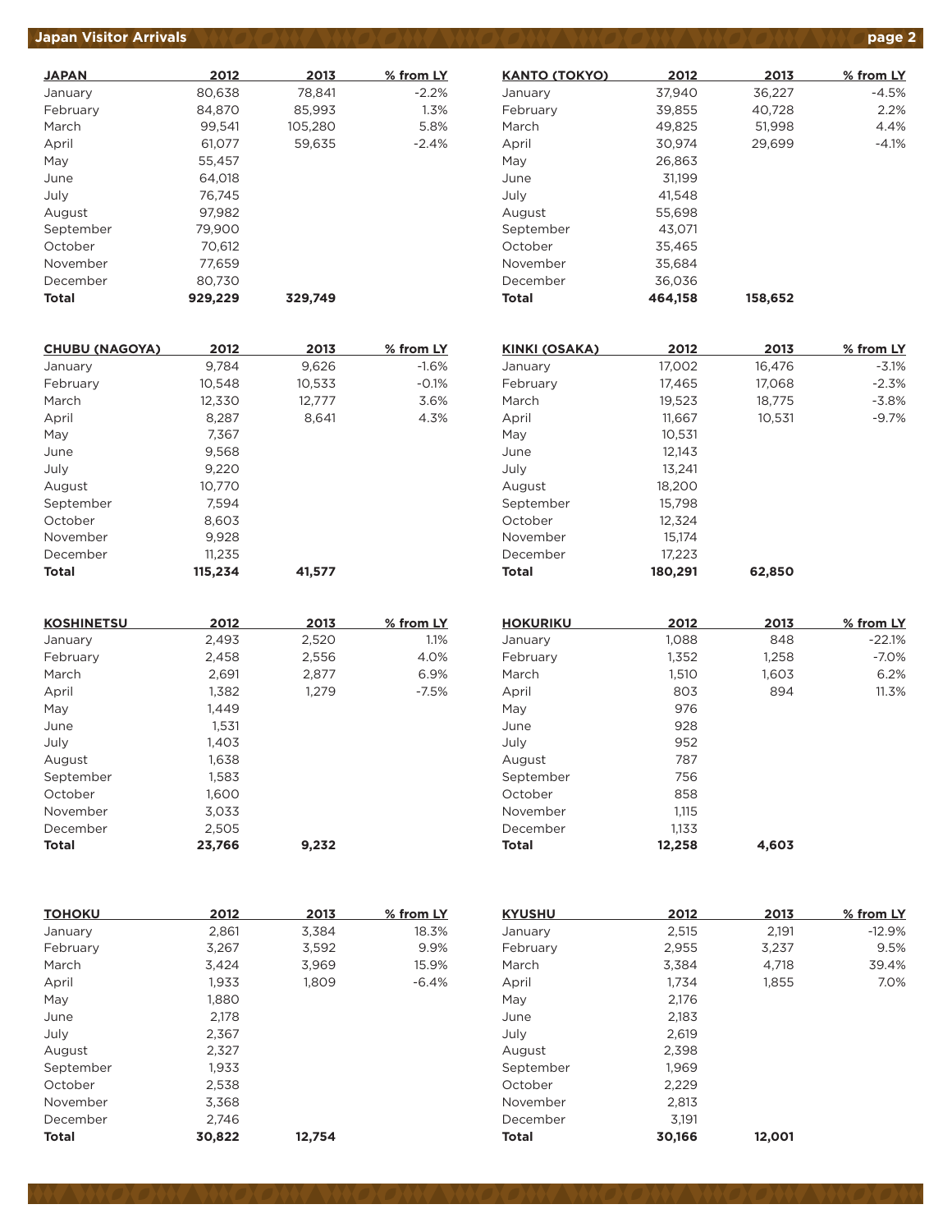## Japan Visitor Arrivals

| JAPAN | 2012 | 2013 | % from LY |
|---|---|---|---|
| January | 80,638 | 78,841 | -2.2% |
| February | 84,870 | 85,993 | 1.3% |
| March | 99,541 | 105,280 | 5.8% |
| April | 61,077 | 59,635 | -2.4% |
| May | 55,457 | | |
| June | 64,018 | | |
| July | 76,745 | | |
| August | 97,982 | | |
| September | 79,900 | | |
| October | 70,612 | | |
| November | 77,659 | | |
| December | 80,730 | | |
| **Total** | **929,229** | **329,749** | |

| KANTO (TOKYO) | 2012 | 2013 | % from LY |
|---|---|---|---|
| January | 37,940 | 36,227 | -4.5% |
| February | 39,855 | 40,728 | 2.2% |
| March | 49,825 | 51,998 | 4.4% |
| April | 30,974 | 29,699 | -4.1% |
| May | 26,863 | | |
| June | 31,199 | | |
| July | 41,548 | | |
| August | 55,698 | | |
| September | 43,071 | | |
| October | 35,465 | | |
| November | 35,684 | | |
| December | 36,036 | | |
| **Total** | **464,158** | **158,652** | |

| CHUBU (NAGOYA) | 2012 | 2013 | % from LY |
|---|---|---|---|
| January | 9,784 | 9,626 | -1.6% |
| February | 10,548 | 10,533 | -0.1% |
| March | 12,330 | 12,777 | 3.6% |
| April | 8,287 | 8,641 | 4.3% |
| May | 7,367 | | |
| June | 9,568 | | |
| July | 9,220 | | |
| August | 10,770 | | |
| September | 7,594 | | |
| October | 8,603 | | |
| November | 9,928 | | |
| December | 11,235 | | |
| **Total** | **115,234** | **41,577** | |

| KINKI (OSAKA) | 2012 | 2013 | % from LY |
|---|---|---|---|
| January | 17,002 | 16,476 | -3.1% |
| February | 17,465 | 17,068 | -2.3% |
| March | 19,523 | 18,775 | -3.8% |
| April | 11,667 | 10,531 | -9.7% |
| May | 10,531 | | |
| June | 12,143 | | |
| July | 13,241 | | |
| August | 18,200 | | |
| September | 15,798 | | |
| October | 12,324 | | |
| November | 15,174 | | |
| December | 17,223 | | |
| **Total** | **180,291** | **62,850** | |

| KOSHINETSU | 2012 | 2013 | % from LY |
|---|---|---|---|
| January | 2,493 | 2,520 | 1.1% |
| February | 2,458 | 2,556 | 4.0% |
| March | 2,691 | 2,877 | 6.9% |
| April | 1,382 | 1,279 | -7.5% |
| May | 1,449 | | |
| June | 1,531 | | |
| July | 1,403 | | |
| August | 1,638 | | |
| September | 1,583 | | |
| October | 1,600 | | |
| November | 3,033 | | |
| December | 2,505 | | |
| **Total** | **23,766** | **9,232** | |

| HOKURIKU | 2012 | 2013 | % from LY |
|---|---|---|---|
| January | 1,088 | 848 | -22.1% |
| February | 1,352 | 1,258 | -7.0% |
| March | 1,510 | 1,603 | 6.2% |
| April | 803 | 894 | 11.3% |
| May | 976 | | |
| June | 928 | | |
| July | 952 | | |
| August | 787 | | |
| September | 756 | | |
| October | 858 | | |
| November | 1,115 | | |
| December | 1,133 | | |
| **Total** | **12,258** | **4,603** | |

| TOHOKU | 2012 | 2013 | % from LY |
|---|---|---|---|
| January | 2,861 | 3,384 | 18.3% |
| February | 3,267 | 3,592 | 9.9% |
| March | 3,424 | 3,969 | 15.9% |
| April | 1,933 | 1,809 | -6.4% |
| May | 1,880 | | |
| June | 2,178 | | |
| July | 2,367 | | |
| August | 2,327 | | |
| September | 1,933 | | |
| October | 2,538 | | |
| November | 3,368 | | |
| December | 2,746 | | |
| **Total** | **30,822** | **12,754** | |

| KYUSHU | 2012 | 2013 | % from LY |
|---|---|---|---|
| January | 2,515 | 2,191 | -12.9% |
| February | 2,955 | 3,237 | 9.5% |
| March | 3,384 | 4,718 | 39.4% |
| April | 1,734 | 1,855 | 7.0% |
| May | 2,176 | | |
| June | 2,183 | | |
| July | 2,619 | | |
| August | 2,398 | | |
| September | 1,969 | | |
| October | 2,229 | | |
| November | 2,813 | | |
| December | 3,191 | | |
| **Total** | **30,166** | **12,001** | |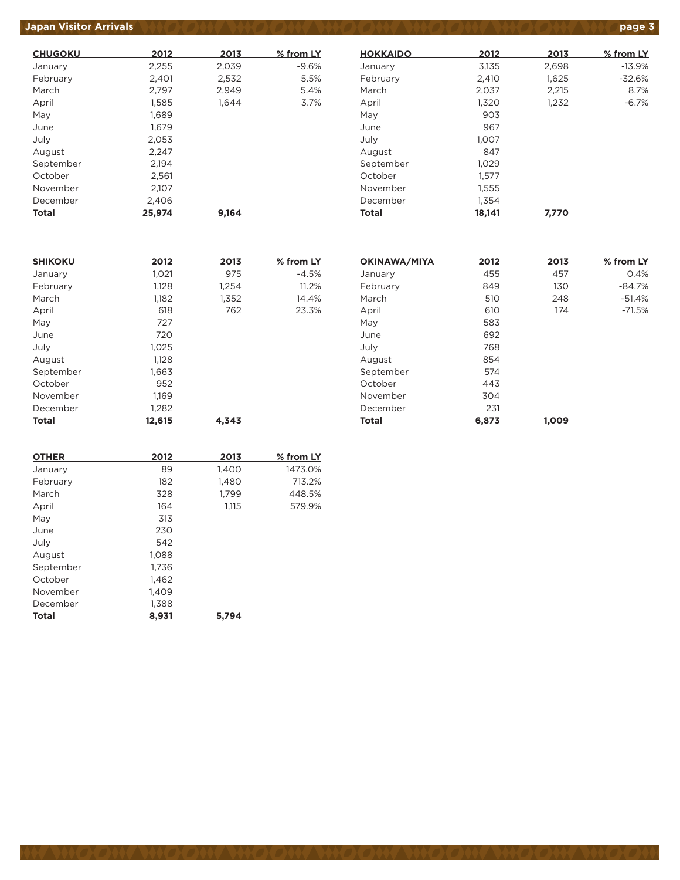## Japan Visitor Arrivals

| CHUGOKU | 2012 | 2013 | % from LY |
|---|---|---|---|
| January | 2,255 | 2,039 | -9.6% |
| February | 2,401 | 2,532 | 5.5% |
| March | 2,797 | 2,949 | 5.4% |
| April | 1,585 | 1,644 | 3.7% |
| May | 1,689 | | |
| June | 1,679 | | |
| July | 2,053 | | |
| August | 2,247 | | |
| September | 2,194 | | |
| October | 2,561 | | |
| November | 2,107 | | |
| December | 2,406 | | |
| **Total** | **25,974** | **9,164** | |

| HOKKAIDO | 2012 | 2013 | % from LY |
|---|---|---|---|
| January | 3,135 | 2,698 | -13.9% |
| February | 2,410 | 1,625 | -32.6% |
| March | 2,037 | 2,215 | 8.7% |
| April | 1,320 | 1,232 | -6.7% |
| May | 903 | | |
| June | 967 | | |
| July | 1,007 | | |
| August | 847 | | |
| September | 1,029 | | |
| October | 1,577 | | |
| November | 1,555 | | |
| December | 1,354 | | |
| **Total** | **18,141** | **7,770** | |

| SHIKOKU | 2012 | 2013 | % from LY |
|---|---|---|---|
| January | 1,021 | 975 | -4.5% |
| February | 1,128 | 1,254 | 11.2% |
| March | 1,182 | 1,352 | 14.4% |
| April | 618 | 762 | 23.3% |
| May | 727 | | |
| June | 720 | | |
| July | 1,025 | | |
| August | 1,128 | | |
| September | 1,663 | | |
| October | 952 | | |
| November | 1,169 | | |
| December | 1,282 | | |
| **Total** | **12,615** | **4,343** | |

| OKINAWA/MIYA | 2012 | 2013 | % from LY |
|---|---|---|---|
| January | 455 | 457 | 0.4% |
| February | 849 | 130 | -84.7% |
| March | 510 | 248 | -51.4% |
| April | 610 | 174 | -71.5% |
| May | 583 | | |
| June | 692 | | |
| July | 768 | | |
| August | 854 | | |
| September | 574 | | |
| October | 443 | | |
| November | 304 | | |
| December | 231 | | |
| **Total** | **6,873** | **1,009** | |

| OTHER | 2012 | 2013 | % from LY |
|---|---|---|---|
| January | 89 | 1,400 | 1473.0% |
| February | 182 | 1,480 | 713.2% |
| March | 328 | 1,799 | 448.5% |
| April | 164 | 1,115 | 579.9% |
| May | 313 | | |
| June | 230 | | |
| July | 542 | | |
| August | 1,088 | | |
| September | 1,736 | | |
| October | 1,462 | | |
| November | 1,409 | | |
| December | 1,388 | | |
| **Total** | **8,931** | **5,794** | |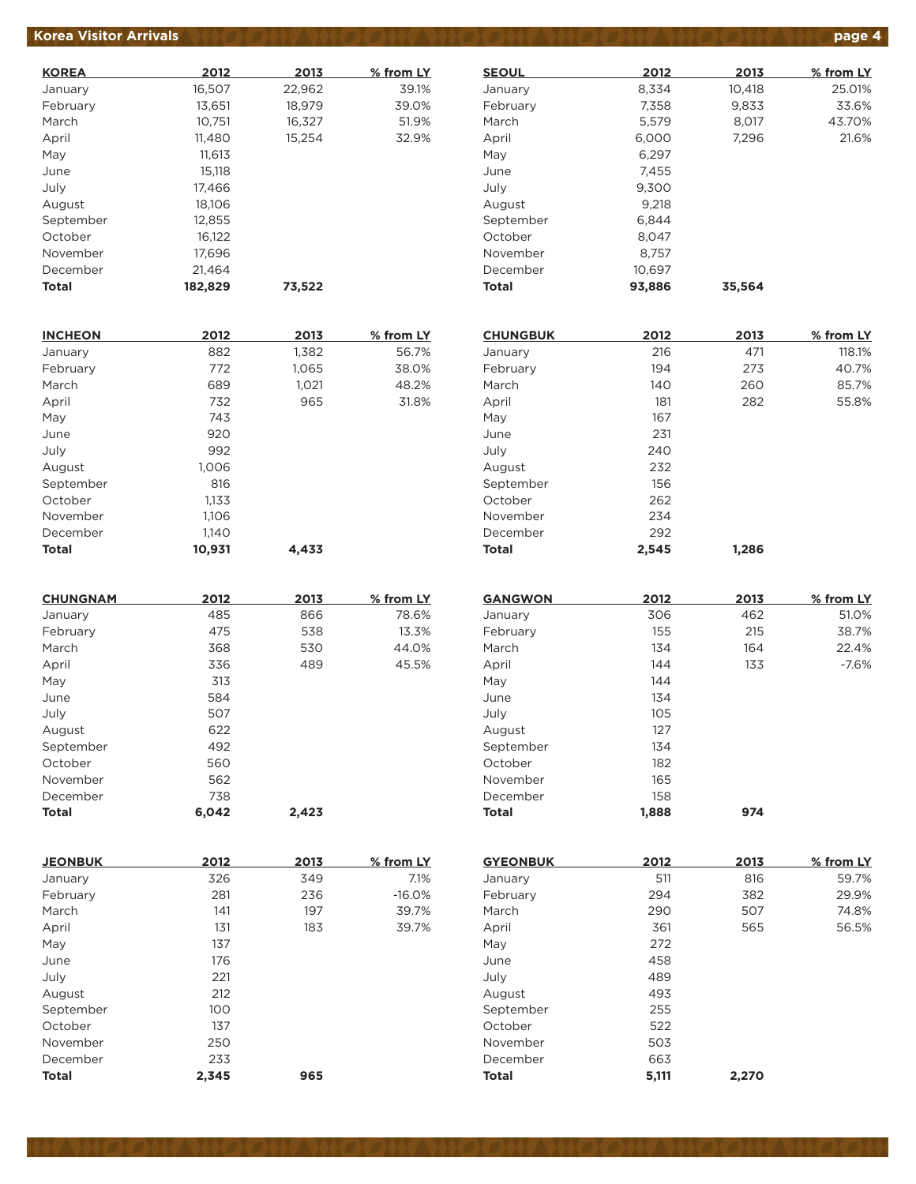## Korea Visitor Arrivals

| KOREA | 2012 | 2013 | % from LY |
|---|---|---|---|
| January | 16,507 | 22,962 | 39.1% |
| February | 13,651 | 18,979 | 39.0% |
| March | 10,751 | 16,327 | 51.9% |
| April | 11,480 | 15,254 | 32.9% |
| May | 11,613 | | |
| June | 15,118 | | |
| July | 17,466 | | |
| August | 18,106 | | |
| September | 12,855 | | |
| October | 16,122 | | |
| November | 17,696 | | |
| December | 21,464 | | |
| **Total** | **182,829** | **73,522** | |

| SEOUL | 2012 | 2013 | % from LY |
|---|---|---|---|
| January | 8,334 | 10,418 | 25.01% |
| February | 7,358 | 9,833 | 33.6% |
| March | 5,579 | 8,017 | 43.70% |
| April | 6,000 | 7,296 | 21.6% |
| May | 6,297 | | |
| June | 7,455 | | |
| July | 9,300 | | |
| August | 9,218 | | |
| September | 6,844 | | |
| October | 8,047 | | |
| November | 8,757 | | |
| December | 10,697 | | |
| **Total** | **93,886** | **35,564** | |

| INCHEON | 2012 | 2013 | % from LY |
|---|---|---|---|
| January | 882 | 1,382 | 56.7% |
| February | 772 | 1,065 | 38.0% |
| March | 689 | 1,021 | 48.2% |
| April | 732 | 965 | 31.8% |
| May | 743 | | |
| June | 920 | | |
| July | 992 | | |
| August | 1,006 | | |
| September | 816 | | |
| October | 1,133 | | |
| November | 1,106 | | |
| December | 1,140 | | |
| **Total** | **10,931** | **4,433** | |

| CHUNGBUK | 2012 | 2013 | % from LY |
|---|---|---|---|
| January | 216 | 471 | 118.1% |
| February | 194 | 273 | 40.7% |
| March | 140 | 260 | 85.7% |
| April | 181 | 282 | 55.8% |
| May | 167 | | |
| June | 231 | | |
| July | 240 | | |
| August | 232 | | |
| September | 156 | | |
| October | 262 | | |
| November | 234 | | |
| December | 292 | | |
| **Total** | **2,545** | **1,286** | |

| CHUNGNAM | 2012 | 2013 | % from LY |
|---|---|---|---|
| January | 485 | 866 | 78.6% |
| February | 475 | 538 | 13.3% |
| March | 368 | 530 | 44.0% |
| April | 336 | 489 | 45.5% |
| May | 313 | | |
| June | 584 | | |
| July | 507 | | |
| August | 622 | | |
| September | 492 | | |
| October | 560 | | |
| November | 562 | | |
| December | 738 | | |
| **Total** | **6,042** | **2,423** | |

| GANGWON | 2012 | 2013 | % from LY |
|---|---|---|---|
| January | 306 | 462 | 51.0% |
| February | 155 | 215 | 38.7% |
| March | 134 | 164 | 22.4% |
| April | 144 | 133 | -7.6% |
| May | 144 | | |
| June | 134 | | |
| July | 105 | | |
| August | 127 | | |
| September | 134 | | |
| October | 182 | | |
| November | 165 | | |
| December | 158 | | |
| **Total** | **1,888** | **974** | |

| JEONBUK | 2012 | 2013 | % from LY |
|---|---|---|---|
| January | 326 | 349 | 7.1% |
| February | 281 | 236 | -16.0% |
| March | 141 | 197 | 39.7% |
| April | 131 | 183 | 39.7% |
| May | 137 | | |
| June | 176 | | |
| July | 221 | | |
| August | 212 | | |
| September | 100 | | |
| October | 137 | | |
| November | 250 | | |
| December | 233 | | |
| **Total** | **2,345** | **965** | |

| GYEONBUK | 2012 | 2013 | % from LY |
|---|---|---|---|
| January | 511 | 816 | 59.7% |
| February | 294 | 382 | 29.9% |
| March | 290 | 507 | 74.8% |
| April | 361 | 565 | 56.5% |
| May | 272 | | |
| June | 458 | | |
| July | 489 | | |
| August | 493 | | |
| September | 255 | | |
| October | 522 | | |
| November | 503 | | |
| December | 663 | | |
| **Total** | **5,111** | **2,270** | |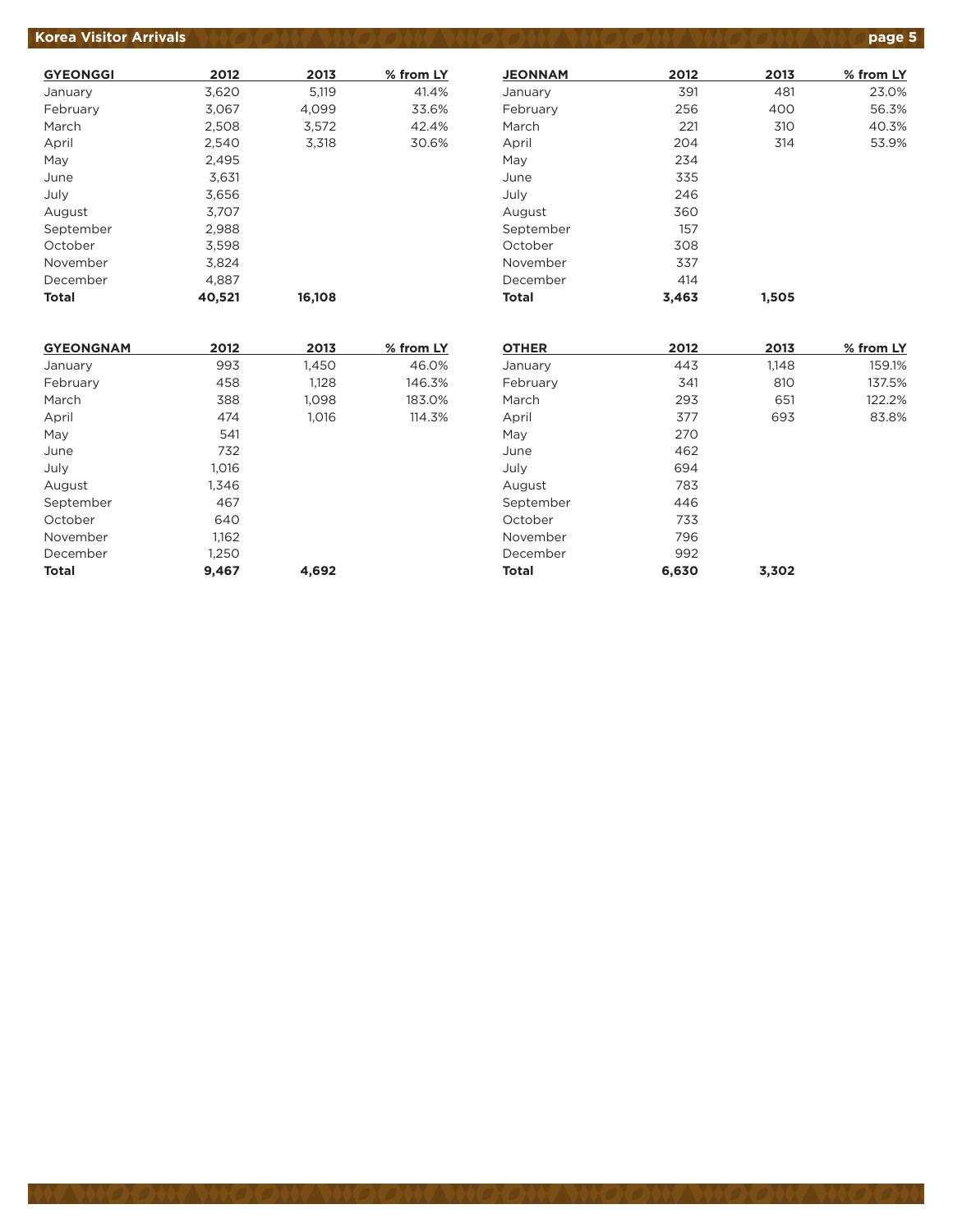| GYEONGGI | 2012 | 2013 | % from LY |
|---|---|---|---|
| January | 3,620 | 5,119 | 41.4% |
| February | 3,067 | 4,099 | 33.6% |
| March | 2,508 | 3,572 | 42.4% |
| April | 2,540 | 3,318 | 30.6% |
| May | 2,495 | | |
| June | 3,631 | | |
| July | 3,656 | | |
| August | 3,707 | | |
| September | 2,988 | | |
| October | 3,598 | | |
| November | 3,824 | | |
| December | 4,887 | | |
| **Total** | **40,521** | **16,108** | |

| JEONNAM | 2012 | 2013 | % from LY |
|---|---|---|---|
| January | 391 | 481 | 23.0% |
| February | 256 | 400 | 56.3% |
| March | 221 | 310 | 40.3% |
| April | 204 | 314 | 53.9% |
| May | 234 | | |
| June | 335 | | |
| July | 246 | | |
| August | 360 | | |
| September | 157 | | |
| October | 308 | | |
| November | 337 | | |
| December | 414 | | |
| **Total** | **3,463** | **1,505** | |

| GYEONGNAM | 2012 | 2013 | % from LY |
|---|---|---|---|
| January | 993 | 1,450 | 46.0% |
| February | 458 | 1,128 | 146.3% |
| March | 388 | 1,098 | 183.0% |
| April | 474 | 1,016 | 114.3% |
| May | 541 | | |
| June | 732 | | |
| July | 1,016 | | |
| August | 1,346 | | |
| September | 467 | | |
| October | 640 | | |
| November | 1,162 | | |
| December | 1,250 | | |
| **Total** | **9,467** | **4,692** | |

| OTHER | 2012 | 2013 | % from LY |
|---|---|---|---|
| January | 443 | 1,148 | 159.1% |
| February | 341 | 810 | 137.5% |
| March | 293 | 651 | 122.2% |
| April | 377 | 693 | 83.8% |
| May | 270 | | |
| June | 462 | | |
| July | 694 | | |
| August | 783 | | |
| September | 446 | | |
| October | 733 | | |
| November | 796 | | |
| December | 992 | | |
| **Total** | **6,630** | **3,302** | |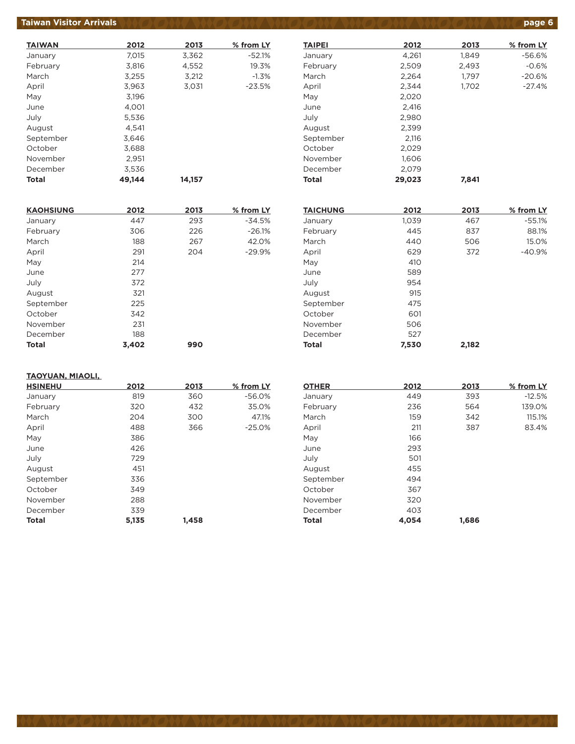## Taiwan Visitor Arrivals

| TAIWAN | 2012 | 2013 | % from LY |
|---|---|---|---|
| January | 7,015 | 3,362 | -52.1% |
| February | 3,816 | 4,552 | 19.3% |
| March | 3,255 | 3,212 | -1.3% |
| April | 3,963 | 3,031 | -23.5% |
| May | 3,196 | | |
| June | 4,001 | | |
| July | 5,536 | | |
| August | 4,541 | | |
| September | 3,646 | | |
| October | 3,688 | | |
| November | 2,951 | | |
| December | 3,536 | | |
| **Total** | **49,144** | **14,157** | |

| TAIPEI | 2012 | 2013 | % from LY |
|---|---|---|---|
| January | 4,261 | 1,849 | -56.6% |
| February | 2,509 | 2,493 | -0.6% |
| March | 2,264 | 1,797 | -20.6% |
| April | 2,344 | 1,702 | -27.4% |
| May | 2,020 | | |
| June | 2,416 | | |
| July | 2,980 | | |
| August | 2,399 | | |
| September | 2,116 | | |
| October | 2,029 | | |
| November | 1,606 | | |
| December | 2,079 | | |
| **Total** | **29,023** | **7,841** | |

| KAOHSIUNG | 2012 | 2013 | % from LY |
|---|---|---|---|
| January | 447 | 293 | -34.5% |
| February | 306 | 226 | -26.1% |
| March | 188 | 267 | 42.0% |
| April | 291 | 204 | -29.9% |
| May | 214 | | |
| June | 277 | | |
| July | 372 | | |
| August | 321 | | |
| September | 225 | | |
| October | 342 | | |
| November | 231 | | |
| December | 188 | | |
| **Total** | **3,402** | **990** | |

| TAICHUNG | 2012 | 2013 | % from LY |
|---|---|---|---|
| January | 1,039 | 467 | -55.1% |
| February | 445 | 837 | 88.1% |
| March | 440 | 506 | 15.0% |
| April | 629 | 372 | -40.9% |
| May | 410 | | |
| June | 589 | | |
| July | 954 | | |
| August | 915 | | |
| September | 475 | | |
| October | 601 | | |
| November | 506 | | |
| December | 527 | | |
| **Total** | **7,530** | **2,182** | |

| TAOYUAN, MIAOLI, HSINEHU | 2012 | 2013 | % from LY |
|---|---|---|---|
| January | 819 | 360 | -56.0% |
| February | 320 | 432 | 35.0% |
| March | 204 | 300 | 47.1% |
| April | 488 | 366 | -25.0% |
| May | 386 | | |
| June | 426 | | |
| July | 729 | | |
| August | 451 | | |
| September | 336 | | |
| October | 349 | | |
| November | 288 | | |
| December | 339 | | |
| **Total** | **5,135** | **1,458** | |

| OTHER | 2012 | 2013 | % from LY |
|---|---|---|---|
| January | 449 | 393 | -12.5% |
| February | 236 | 564 | 139.0% |
| March | 159 | 342 | 115.1% |
| April | 211 | 387 | 83.4% |
| May | 166 | | |
| June | 293 | | |
| July | 501 | | |
| August | 455 | | |
| September | 494 | | |
| October | 367 | | |
| November | 320 | | |
| December | 403 | | |
| **Total** | **4,054** | **1,686** | |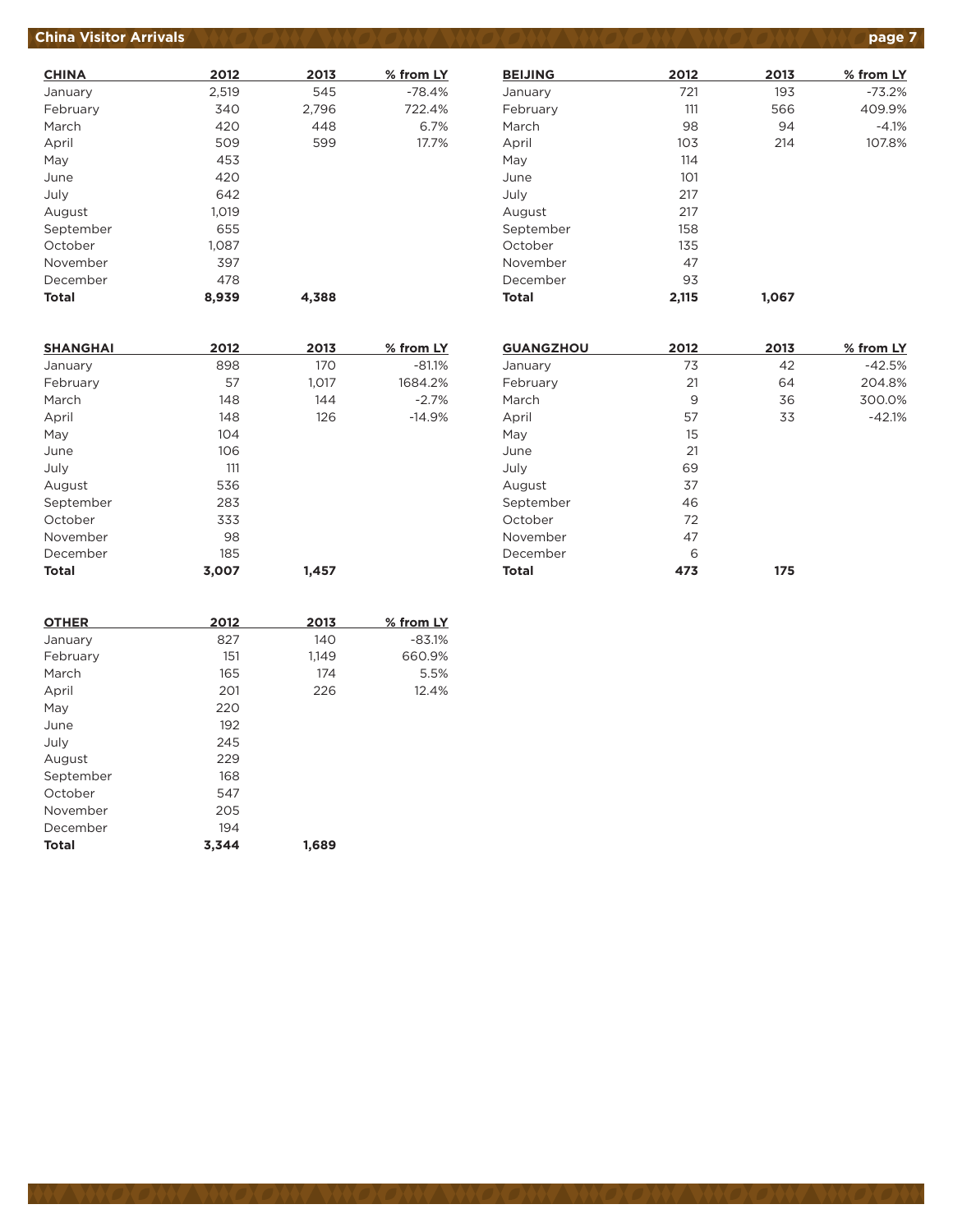## China Visitor Arrivals

| CHINA | 2012 | 2013 | % from LY |
|---|---|---|---|
| January | 2,519 | 545 | -78.4% |
| February | 340 | 2,796 | 722.4% |
| March | 420 | 448 | 6.7% |
| April | 509 | 599 | 17.7% |
| May | 453 | | |
| June | 420 | | |
| July | 642 | | |
| August | 1,019 | | |
| September | 655 | | |
| October | 1,087 | | |
| November | 397 | | |
| December | 478 | | |
| **Total** | **8,939** | **4,388** | |

| BEIJING | 2012 | 2013 | % from LY |
|---|---|---|---|
| January | 721 | 193 | -73.2% |
| February | 111 | 566 | 409.9% |
| March | 98 | 94 | -4.1% |
| April | 103 | 214 | 107.8% |
| May | 114 | | |
| June | 101 | | |
| July | 217 | | |
| August | 217 | | |
| September | 158 | | |
| October | 135 | | |
| November | 47 | | |
| December | 93 | | |
| **Total** | **2,115** | **1,067** | |

| SHANGHAI | 2012 | 2013 | % from LY |
|---|---|---|---|
| January | 898 | 170 | -81.1% |
| February | 57 | 1,017 | 1684.2% |
| March | 148 | 144 | -2.7% |
| April | 148 | 126 | -14.9% |
| May | 104 | | |
| June | 106 | | |
| July | 111 | | |
| August | 536 | | |
| September | 283 | | |
| October | 333 | | |
| November | 98 | | |
| December | 185 | | |
| **Total** | **3,007** | **1,457** | |

| GUANGZHOU | 2012 | 2013 | % from LY |
|---|---|---|---|
| January | 73 | 42 | -42.5% |
| February | 21 | 64 | 204.8% |
| March | 9 | 36 | 300.0% |
| April | 57 | 33 | -42.1% |
| May | 15 | | |
| June | 21 | | |
| July | 69 | | |
| August | 37 | | |
| September | 46 | | |
| October | 72 | | |
| November | 47 | | |
| December | 6 | | |
| **Total** | **473** | **175** | |

| OTHER | 2012 | 2013 | % from LY |
|---|---|---|---|
| January | 827 | 140 | -83.1% |
| February | 151 | 1,149 | 660.9% |
| March | 165 | 174 | 5.5% |
| April | 201 | 226 | 12.4% |
| May | 220 | | |
| June | 192 | | |
| July | 245 | | |
| August | 229 | | |
| September | 168 | | |
| October | 547 | | |
| November | 205 | | |
| December | 194 | | |
| **Total** | **3,344** | **1,689** | |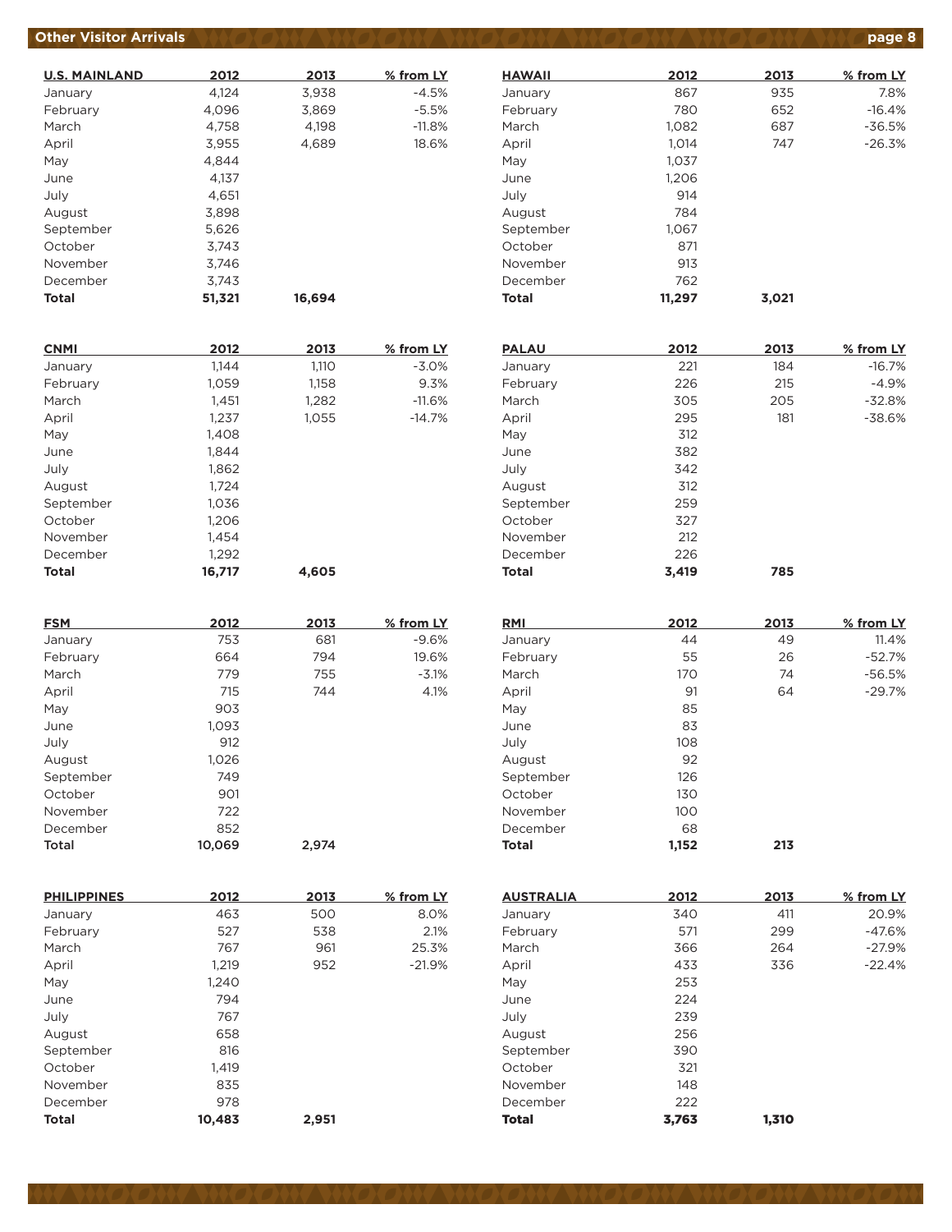## Other Visitor Arrivals

| U.S. MAINLAND | 2012 | 2013 | % from LY |
|---|---|---|---|
| January | 4,124 | 3,938 | -4.5% |
| February | 4,096 | 3,869 | -5.5% |
| March | 4,758 | 4,198 | -11.8% |
| April | 3,955 | 4,689 | 18.6% |
| May | 4,844 | | |
| June | 4,137 | | |
| July | 4,651 | | |
| August | 3,898 | | |
| September | 5,626 | | |
| October | 3,743 | | |
| November | 3,746 | | |
| December | 3,743 | | |
| **Total** | **51,321** | **16,694** | |

| HAWAII | 2012 | 2013 | % from LY |
|---|---|---|---|
| January | 867 | 935 | 7.8% |
| February | 780 | 652 | -16.4% |
| March | 1,082 | 687 | -36.5% |
| April | 1,014 | 747 | -26.3% |
| May | 1,037 | | |
| June | 1,206 | | |
| July | 914 | | |
| August | 784 | | |
| September | 1,067 | | |
| October | 871 | | |
| November | 913 | | |
| December | 762 | | |
| **Total** | **11,297** | **3,021** | |

| CNMI | 2012 | 2013 | % from LY |
|---|---|---|---|
| January | 1,144 | 1,110 | -3.0% |
| February | 1,059 | 1,158 | 9.3% |
| March | 1,451 | 1,282 | -11.6% |
| April | 1,237 | 1,055 | -14.7% |
| May | 1,408 | | |
| June | 1,844 | | |
| July | 1,862 | | |
| August | 1,724 | | |
| September | 1,036 | | |
| October | 1,206 | | |
| November | 1,454 | | |
| December | 1,292 | | |
| **Total** | **16,717** | **4,605** | |

| PALAU | 2012 | 2013 | % from LY |
|---|---|---|---|
| January | 221 | 184 | -16.7% |
| February | 226 | 215 | -4.9% |
| March | 305 | 205 | -32.8% |
| April | 295 | 181 | -38.6% |
| May | 312 | | |
| June | 382 | | |
| July | 342 | | |
| August | 312 | | |
| September | 259 | | |
| October | 327 | | |
| November | 212 | | |
| December | 226 | | |
| **Total** | **3,419** | **785** | |

| FSM | 2012 | 2013 | % from LY |
|---|---|---|---|
| January | 753 | 681 | -9.6% |
| February | 664 | 794 | 19.6% |
| March | 779 | 755 | -3.1% |
| April | 715 | 744 | 4.1% |
| May | 903 | | |
| June | 1,093 | | |
| July | 912 | | |
| August | 1,026 | | |
| September | 749 | | |
| October | 901 | | |
| November | 722 | | |
| December | 852 | | |
| **Total** | **10,069** | **2,974** | |

| RMI | 2012 | 2013 | % from LY |
|---|---|---|---|
| January | 44 | 49 | 11.4% |
| February | 55 | 26 | -52.7% |
| March | 170 | 74 | -56.5% |
| April | 91 | 64 | -29.7% |
| May | 85 | | |
| June | 83 | | |
| July | 108 | | |
| August | 92 | | |
| September | 126 | | |
| October | 130 | | |
| November | 100 | | |
| December | 68 | | |
| **Total** | **1,152** | **213** | |

| PHILIPPINES | 2012 | 2013 | % from LY |
|---|---|---|---|
| January | 463 | 500 | 8.0% |
| February | 527 | 538 | 2.1% |
| March | 767 | 961 | 25.3% |
| April | 1,219 | 952 | -21.9% |
| May | 1,240 | | |
| June | 794 | | |
| July | 767 | | |
| August | 658 | | |
| September | 816 | | |
| October | 1,419 | | |
| November | 835 | | |
| December | 978 | | |
| **Total** | **10,483** | **2,951** | |

| AUSTRALIA | 2012 | 2013 | % from LY |
|---|---|---|---|
| January | 340 | 411 | 20.9% |
| February | 571 | 299 | -47.6% |
| March | 366 | 264 | -27.9% |
| April | 433 | 336 | -22.4% |
| May | 253 | | |
| June | 224 | | |
| July | 239 | | |
| August | 256 | | |
| September | 390 | | |
| October | 321 | | |
| November | 148 | | |
| December | 222 | | |
| **Total** | **3,763** | **1,310** | |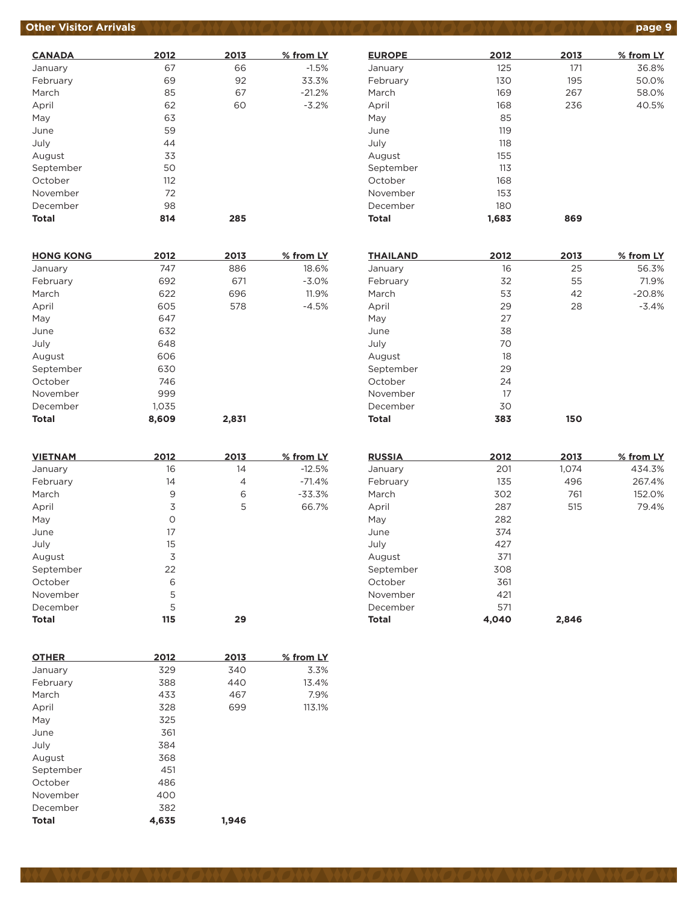## Other Visitor Arrivals

| CANADA | 2012 | 2013 | % from LY |
|---|---|---|---|
| January | 67 | 66 | -1.5% |
| February | 69 | 92 | 33.3% |
| March | 85 | 67 | -21.2% |
| April | 62 | 60 | -3.2% |
| May | 63 | | |
| June | 59 | | |
| July | 44 | | |
| August | 33 | | |
| September | 50 | | |
| October | 112 | | |
| November | 72 | | |
| December | 98 | | |
| **Total** | **814** | **285** | |

| EUROPE | 2012 | 2013 | % from LY |
|---|---|---|---|
| January | 125 | 171 | 36.8% |
| February | 130 | 195 | 50.0% |
| March | 169 | 267 | 58.0% |
| April | 168 | 236 | 40.5% |
| May | 85 | | |
| June | 119 | | |
| July | 118 | | |
| August | 155 | | |
| September | 113 | | |
| October | 168 | | |
| November | 153 | | |
| December | 180 | | |
| **Total** | **1,683** | **869** | |

| HONG KONG | 2012 | 2013 | % from LY |
|---|---|---|---|
| January | 747 | 886 | 18.6% |
| February | 692 | 671 | -3.0% |
| March | 622 | 696 | 11.9% |
| April | 605 | 578 | -4.5% |
| May | 647 | | |
| June | 632 | | |
| July | 648 | | |
| August | 606 | | |
| September | 630 | | |
| October | 746 | | |
| November | 999 | | |
| December | 1,035 | | |
| **Total** | **8,609** | **2,831** | |

| THAILAND | 2012 | 2013 | % from LY |
|---|---|---|---|
| January | 16 | 25 | 56.3% |
| February | 32 | 55 | 71.9% |
| March | 53 | 42 | -20.8% |
| April | 29 | 28 | -3.4% |
| May | 27 | | |
| June | 38 | | |
| July | 70 | | |
| August | 18 | | |
| September | 29 | | |
| October | 24 | | |
| November | 17 | | |
| December | 30 | | |
| **Total** | **383** | **150** | |

| VIETNAM | 2012 | 2013 | % from LY |
|---|---|---|---|
| January | 16 | 14 | -12.5% |
| February | 14 | 4 | -71.4% |
| March | 9 | 6 | -33.3% |
| April | 3 | 5 | 66.7% |
| May | 0 | | |
| June | 17 | | |
| July | 15 | | |
| August | 3 | | |
| September | 22 | | |
| October | 6 | | |
| November | 5 | | |
| December | 5 | | |
| **Total** | **115** | **29** | |

| RUSSIA | 2012 | 2013 | % from LY |
|---|---|---|---|
| January | 201 | 1,074 | 434.3% |
| February | 135 | 496 | 267.4% |
| March | 302 | 761 | 152.0% |
| April | 287 | 515 | 79.4% |
| May | 282 | | |
| June | 374 | | |
| July | 427 | | |
| August | 371 | | |
| September | 308 | | |
| October | 361 | | |
| November | 421 | | |
| December | 571 | | |
| **Total** | **4,040** | **2,846** | |

| OTHER | 2012 | 2013 | % from LY |
|---|---|---|---|
| January | 329 | 340 | 3.3% |
| February | 388 | 440 | 13.4% |
| March | 433 | 467 | 7.9% |
| April | 328 | 699 | 113.1% |
| May | 325 | | |
| June | 361 | | |
| July | 384 | | |
| August | 368 | | |
| September | 451 | | |
| October | 486 | | |
| November | 400 | | |
| December | 382 | | |
| **Total** | **4,635** | **1,946** | |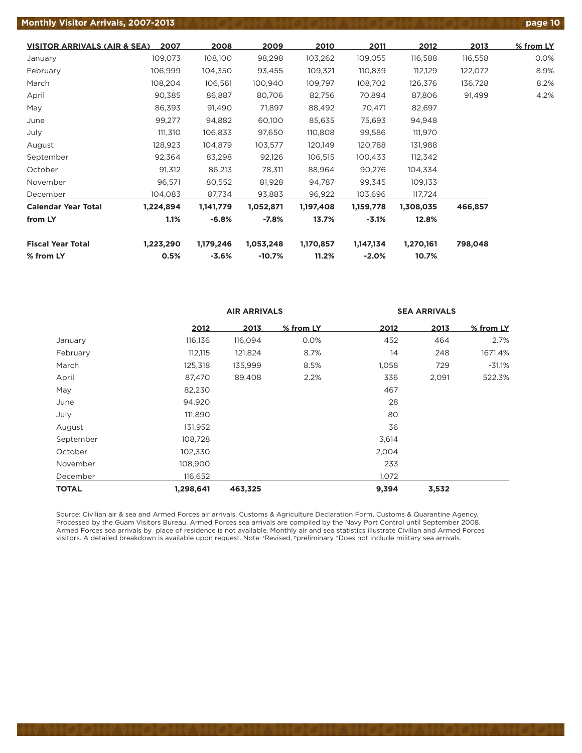## Monthly Visitor Arrivals, 2007-2013

| VISITOR ARRIVALS (AIR & SEA) | 2007 | 2008 | 2009 | 2010 | 2011 | 2012 | 2013 | % from LY |
|---|---|---|---|---|---|---|---|---|
| January | 109,073 | 108,100 | 98,298 | 103,262 | 109,055 | 116,588 | 116,558 | 0.0% |
| February | 106,999 | 104,350 | 93,455 | 109,321 | 110,839 | 112,129 | 122,072 | 8.9% |
| March | 108,204 | 106,561 | 100,940 | 109,797 | 108,702 | 126,376 | 136,728 | 8.2% |
| April | 90,385 | 86,887 | 80,706 | 82,756 | 70,894 | 87,806 | 91,499 | 4.2% |
| May | 86,393 | 91,490 | 71,897 | 88,492 | 70,471 | 82,697 | | |
| June | 99,277 | 94,882 | 60,100 | 85,635 | 75,693 | 94,948 | | |
| July | 111,310 | 106,833 | 97,650 | 110,808 | 99,586 | 111,970 | | |
| August | 128,923 | 104,879 | 103,577 | 120,149 | 120,788 | 131,988 | | |
| September | 92,364 | 83,298 | 92,126 | 106,515 | 100,433 | 112,342 | | |
| October | 91,312 | 86,213 | 78,311 | 88,964 | 90,276 | 104,334 | | |
| November | 96,571 | 80,552 | 81,928 | 94,787 | 99,345 | 109,133 | | |
| December | 104,083 | 87,734 | 93,883 | 96,922 | 103,696 | 117,724 | | |
| **Calendar Year Total** | **1,224,894** | **1,141,779** | **1,052,871** | **1,197,408** | **1,159,778** | **1,308,035** | **466,857** | |
| **from LY** | **1.1%** | **-6.8%** | **-7.8%** | **13.7%** | **-3.1%** | **12.8%** | | |
| **Fiscal Year Total** | **1,223,290** | **1,179,246** | **1,053,248** | **1,170,857** | **1,147,134** | **1,270,161** | **798,048** | |
| **% from LY** | **0.5%** | **-3.6%** | **-10.7%** | **11.2%** | **-2.0%** | **10.7%** | | |

| | AIR ARRIVALS | | | SEA ARRIVALS | | |
|---|---|---|---|---|---|---|
| | 2012 | 2013 | % from LY | 2012 | 2013 | % from LY |
| January | 116,136 | 116,094 | 0.0% | 452 | 464 | 2.7% |
| February | 112,115 | 121,824 | 8.7% | 14 | 248 | 1671.4% |
| March | 125,318 | 135,999 | 8.5% | 1,058 | 729 | -31.1% |
| April | 87,470 | 89,408 | 2.2% | 336 | 2,091 | 522.3% |
| May | 82,230 | | | 467 | | |
| June | 94,920 | | | 28 | | |
| July | 111,890 | | | 80 | | |
| August | 131,952 | | | 36 | | |
| September | 108,728 | | | 3,614 | | |
| October | 102,330 | | | 2,004 | | |
| November | 108,900 | | | 233 | | |
| December | 116,652 | | | 1,072 | | |
| **TOTAL** | **1,298,641** | **463,325** | | **9,394** | **3,532** | |

Source: Civilian air & sea and Armed Forces air arrivals. Customs & Agriculture Declaration Form, Customs & Quarantine Agency. Processed by the Guam Visitors Bureau. Armed Forces sea arrivals are compiled by the Navy Port Control until September 2008. Armed Forces sea arrivals by place of residence is not available. Monthly air and sea statistics illustrate Civilian and Armed Forces visitors. A detailed breakdown is available upon request. Note: [r]Revised, [p]preliminary *Does not include military sea arrivals.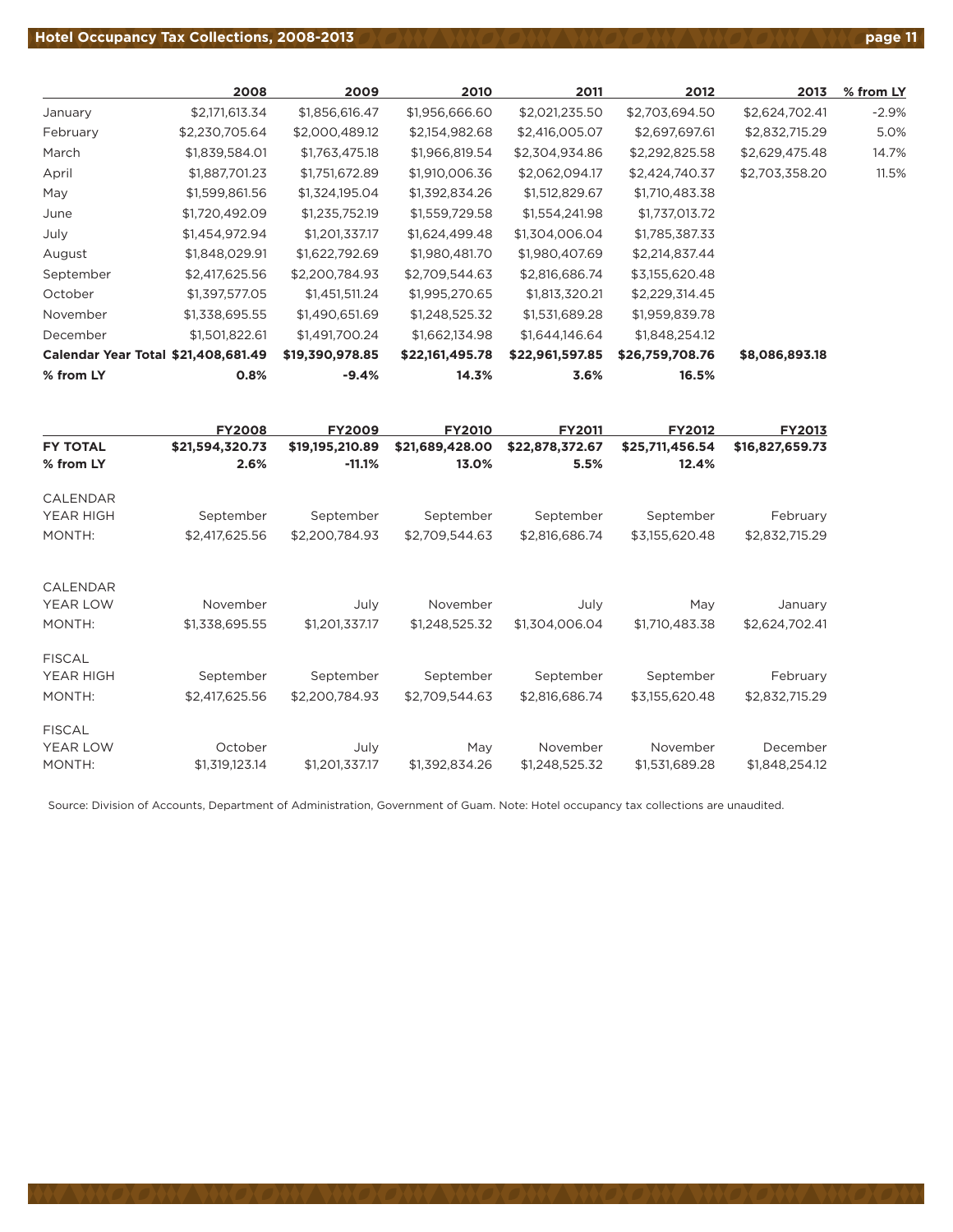## Hotel Occupancy Tax Collections, 2008-2013

| | 2008 | 2009 | 2010 | 2011 | 2012 | 2013 | % from LY |
|---|---|---|---|---|---|---|---|
| January | $2,171,613.34 | $1,856,616.47 | $1,956,666.60 | $2,021,235.50 | $2,703,694.50 | $2,624,702.41 | -2.9% |
| February | $2,230,705.64 | $2,000,489.12 | $2,154,982.68 | $2,416,005.07 | $2,697,697.61 | $2,832,715.29 | 5.0% |
| March | $1,839,584.01 | $1,763,475.18 | $1,966,819.54 | $2,304,934.86 | $2,292,825.58 | $2,629,475.48 | 14.7% |
| April | $1,887,701.23 | $1,751,672.89 | $1,910,006.36 | $2,062,094.17 | $2,424,740.37 | $2,703,358.20 | 11.5% |
| May | $1,599,861.56 | $1,324,195.04 | $1,392,834.26 | $1,512,829.67 | $1,710,483.38 | | |
| June | $1,720,492.09 | $1,235,752.19 | $1,559,729.58 | $1,554,241.98 | $1,737,013.72 | | |
| July | $1,454,972.94 | $1,201,337.17 | $1,624,499.48 | $1,304,006.04 | $1,785,387.33 | | |
| August | $1,848,029.91 | $1,622,792.69 | $1,980,481.70 | $1,980,407.69 | $2,214,837.44 | | |
| September | $2,417,625.56 | $2,200,784.93 | $2,709,544.63 | $2,816,686.74 | $3,155,620.48 | | |
| October | $1,397,577.05 | $1,451,511.24 | $1,995,270.65 | $1,813,320.21 | $2,229,314.45 | | |
| November | $1,338,695.55 | $1,490,651.69 | $1,248,525.32 | $1,531,689.28 | $1,959,839.78 | | |
| December | $1,501,822.61 | $1,491,700.24 | $1,662,134.98 | $1,644,146.64 | $1,848,254.12 | | |
| **Calendar Year Total** | **$21,408,681.49** | **$19,390,978.85** | **$22,161,495.78** | **$22,961,597.85** | **$26,759,708.76** | **$8,086,893.18** | |
| **% from LY** | **0.8%** | **-9.4%** | **14.3%** | **3.6%** | **16.5%** | | |

| | FY2008 | FY2009 | FY2010 | FY2011 | FY2012 | FY2013 |
|---|---|---|---|---|---|---|
| **FY TOTAL** | **$21,594,320.73** | **$19,195,210.89** | **$21,689,428.00** | **$22,878,372.67** | **$25,711,456.54** | **$16,827,659.73** |
| **% from LY** | **2.6%** | **-11.1%** | **13.0%** | **5.5%** | **12.4%** | |
| CALENDAR YEAR HIGH MONTH: | September $2,417,625.56 | September $2,200,784.93 | September $2,709,544.63 | September $2,816,686.74 | September $3,155,620.48 | February $2,832,715.29 |
| CALENDAR YEAR LOW MONTH: | November $1,338,695.55 | July $1,201,337.17 | November $1,248,525.32 | July $1,304,006.04 | May $1,710,483.38 | January $2,624,702.41 |
| FISCAL YEAR HIGH MONTH: | September $2,417,625.56 | September $2,200,784.93 | September $2,709,544.63 | September $2,816,686.74 | September $3,155,620.48 | February $2,832,715.29 |
| FISCAL YEAR LOW MONTH: | October $1,319,123.14 | July $1,201,337.17 | May $1,392,834.26 | November $1,248,525.32 | November $1,531,689.28 | December $1,848,254.12 |

Source: Division of Accounts, Department of Administration, Government of Guam. Note: Hotel occupancy tax collections are unaudited.